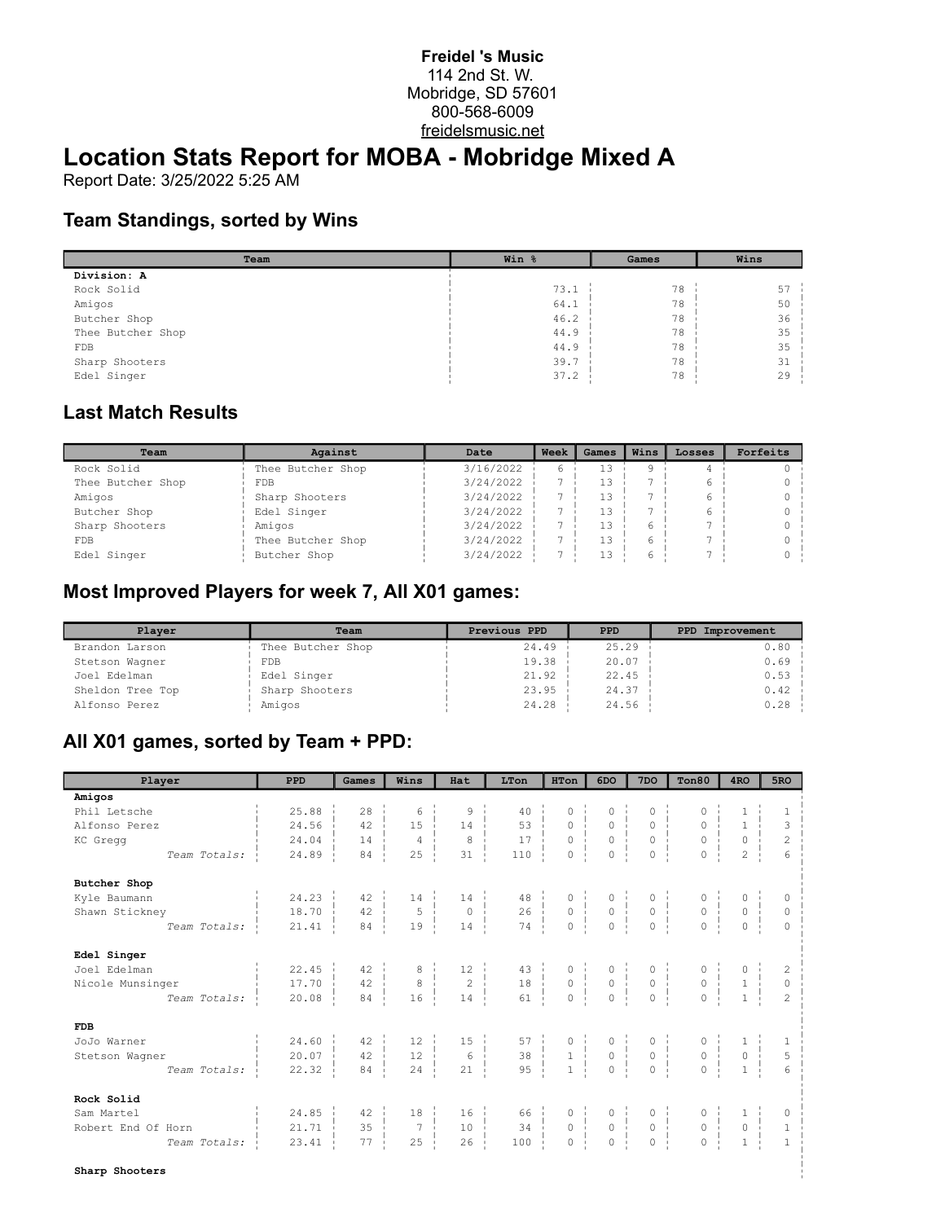**Freidel 's Music**
114 2nd St. W.
Mobridge, SD 57601
800-568-6009
freidelsmusic.net

# Location Stats Report for MOBA - Mobridge Mixed A

Report Date: 3/25/2022 5:25 AM

## Team Standings, sorted by Wins

| Team | Win % | Games | Wins |
|---|---|---|---|
| **Division: A** | | | |
| Rock Solid | 73.1 | 78 | 57 |
| Amigos | 64.1 | 78 | 50 |
| Butcher Shop | 46.2 | 78 | 36 |
| Thee Butcher Shop | 44.9 | 78 | 35 |
| FDB | 44.9 | 78 | 35 |
| Sharp Shooters | 39.7 | 78 | 31 |
| Edel Singer | 37.2 | 78 | 29 |

## Last Match Results

| Team | Against | Date | Week | Games | Wins | Losses | Forfeits |
|---|---|---|---|---|---|---|---|
| Rock Solid | Thee Butcher Shop | 3/16/2022 | 6 | 13 | 9 | 4 | 0 |
| Thee Butcher Shop | FDB | 3/24/2022 | 7 | 13 | 7 | 6 | 0 |
| Amigos | Sharp Shooters | 3/24/2022 | 7 | 13 | 7 | 6 | 0 |
| Butcher Shop | Edel Singer | 3/24/2022 | 7 | 13 | 7 | 6 | 0 |
| Sharp Shooters | Amigos | 3/24/2022 | 7 | 13 | 6 | 7 | 0 |
| FDB | Thee Butcher Shop | 3/24/2022 | 7 | 13 | 6 | 7 | 0 |
| Edel Singer | Butcher Shop | 3/24/2022 | 7 | 13 | 6 | 7 | 0 |

## Most Improved Players for week 7, All X01 games:

| Player | Team | Previous PPD | PPD | PPD Improvement |
|---|---|---|---|---|
| Brandon Larson | Thee Butcher Shop | 24.49 | 25.29 | 0.80 |
| Stetson Wagner | FDB | 19.38 | 20.07 | 0.69 |
| Joel Edelman | Edel Singer | 21.92 | 22.45 | 0.53 |
| Sheldon Tree Top | Sharp Shooters | 23.95 | 24.37 | 0.42 |
| Alfonso Perez | Amigos | 24.28 | 24.56 | 0.28 |

## All X01 games, sorted by Team + PPD:

| Player | PPD | Games | Wins | Hat | LTon | HTon | 6DO | 7DO | Ton80 | 4RO | 5RO |
|---|---|---|---|---|---|---|---|---|---|---|---|
| **Amigos** | | | | | | | | | | | |
| Phil Letsche | 25.88 | 28 | 6 | 9 | 40 | 0 | 0 | 0 | 0 | 1 | 1 |
| Alfonso Perez | 24.56 | 42 | 15 | 14 | 53 | 0 | 0 | 0 | 0 | 1 | 3 |
| KC Gregg | 24.04 | 14 | 4 | 8 | 17 | 0 | 0 | 0 | 0 | 0 | 2 |
| *Team Totals:* | 24.89 | 84 | 25 | 31 | 110 | 0 | 0 | 0 | 0 | 2 | 6 |
| **Butcher Shop** | | | | | | | | | | | |
| Kyle Baumann | 24.23 | 42 | 14 | 14 | 48 | 0 | 0 | 0 | 0 | 0 | 0 |
| Shawn Stickney | 18.70 | 42 | 5 | 0 | 26 | 0 | 0 | 0 | 0 | 0 | 0 |
| *Team Totals:* | 21.41 | 84 | 19 | 14 | 74 | 0 | 0 | 0 | 0 | 0 | 0 |
| **Edel Singer** | | | | | | | | | | | |
| Joel Edelman | 22.45 | 42 | 8 | 12 | 43 | 0 | 0 | 0 | 0 | 0 | 2 |
| Nicole Munsinger | 17.70 | 42 | 8 | 2 | 18 | 0 | 0 | 0 | 0 | 1 | 0 |
| *Team Totals:* | 20.08 | 84 | 16 | 14 | 61 | 0 | 0 | 0 | 0 | 1 | 2 |
| **FDB** | | | | | | | | | | | |
| JoJo Warner | 24.60 | 42 | 12 | 15 | 57 | 0 | 0 | 0 | 0 | 1 | 1 |
| Stetson Wagner | 20.07 | 42 | 12 | 6 | 38 | 1 | 0 | 0 | 0 | 0 | 5 |
| *Team Totals:* | 22.32 | 84 | 24 | 21 | 95 | 1 | 0 | 0 | 0 | 1 | 6 |
| **Rock Solid** | | | | | | | | | | | |
| Sam Martel | 24.85 | 42 | 18 | 16 | 66 | 0 | 0 | 0 | 0 | 1 | 0 |
| Robert End Of Horn | 21.71 | 35 | 7 | 10 | 34 | 0 | 0 | 0 | 0 | 0 | 1 |
| *Team Totals:* | 23.41 | 77 | 25 | 26 | 100 | 0 | 0 | 0 | 0 | 1 | 1 |
| **Sharp Shooters** | | | | | | | | | | | |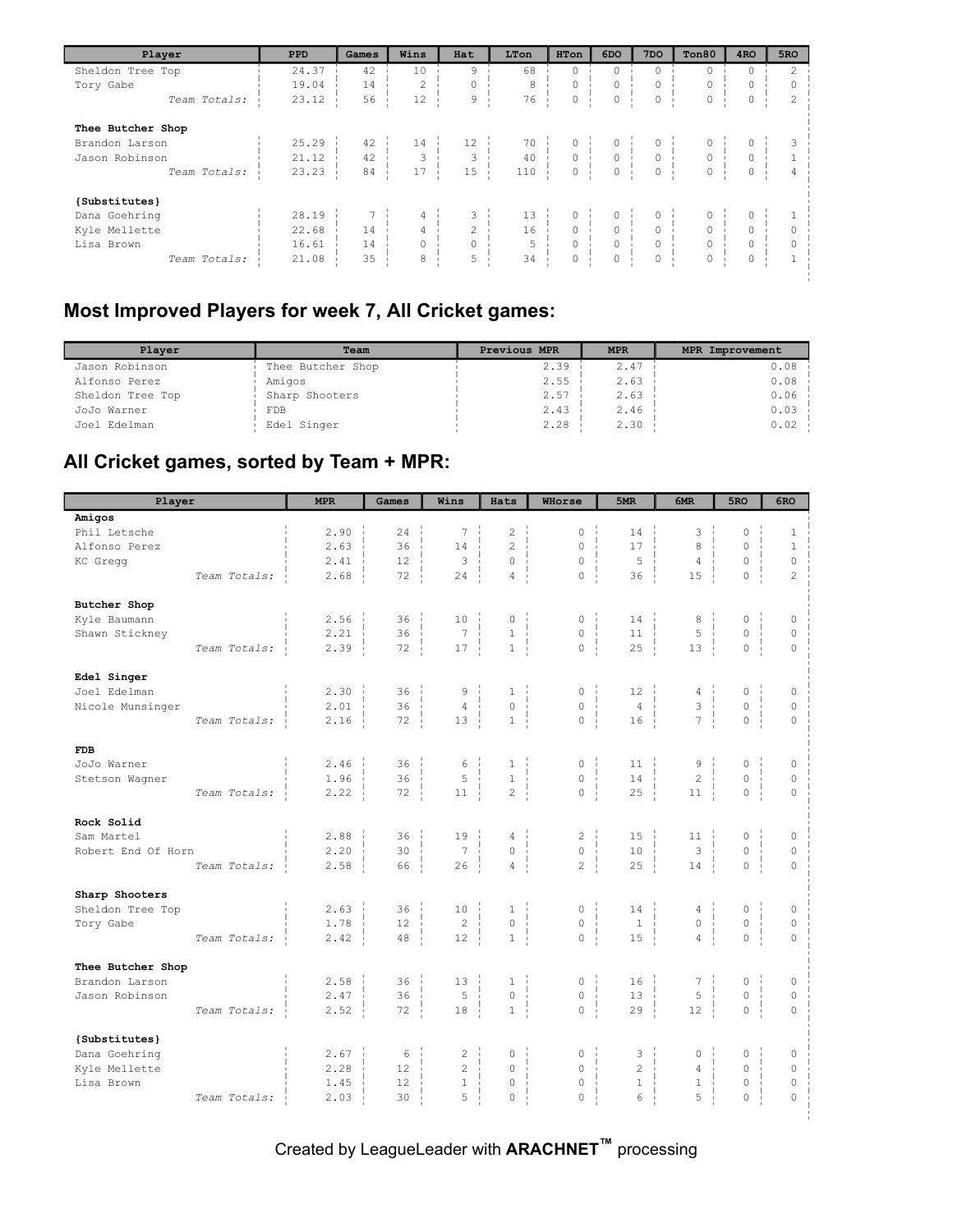| Player | PPD | Games | Wins | Hat | LTon | HTon | 6DO | 7DO | Ton80 | 4RO | 5RO |
|---|---|---|---|---|---|---|---|---|---|---|---|
| Sheldon Tree Top | 24.37 | 42 | 10 | 9 | 68 | 0 | 0 | 0 | 0 | 0 | 2 |
| Tory Gabe | 19.04 | 14 | 2 | 0 | 8 | 0 | 0 | 0 | 0 | 0 | 0 |
| *Team Totals:* | 23.12 | 56 | 12 | 9 | 76 | 0 | 0 | 0 | 0 | 0 | 2 |
| **Thee Butcher Shop** | | | | | | | | | | | |
| Brandon Larson | 25.29 | 42 | 14 | 12 | 70 | 0 | 0 | 0 | 0 | 0 | 3 |
| Jason Robinson | 21.12 | 42 | 3 | 3 | 40 | 0 | 0 | 0 | 0 | 0 | 1 |
| *Team Totals:* | 23.23 | 84 | 17 | 15 | 110 | 0 | 0 | 0 | 0 | 0 | 4 |
| **{Substitutes}** | | | | | | | | | | | |
| Dana Goehring | 28.19 | 7 | 4 | 3 | 13 | 0 | 0 | 0 | 0 | 0 | 1 |
| Kyle Mellette | 22.68 | 14 | 4 | 2 | 16 | 0 | 0 | 0 | 0 | 0 | 0 |
| Lisa Brown | 16.61 | 14 | 0 | 0 | 5 | 0 | 0 | 0 | 0 | 0 | 0 |
| *Team Totals:* | 21.08 | 35 | 8 | 5 | 34 | 0 | 0 | 0 | 0 | 0 | 1 |

## Most Improved Players for week 7, All Cricket games:

| Player | Team | Previous MPR | MPR | MPR Improvement |
|---|---|---|---|---|
| Jason Robinson | Thee Butcher Shop | 2.39 | 2.47 | 0.08 |
| Alfonso Perez | Amigos | 2.55 | 2.63 | 0.08 |
| Sheldon Tree Top | Sharp Shooters | 2.57 | 2.63 | 0.06 |
| JoJo Warner | FDB | 2.43 | 2.46 | 0.03 |
| Joel Edelman | Edel Singer | 2.28 | 2.30 | 0.02 |

## All Cricket games, sorted by Team + MPR:

| Player | MPR | Games | Wins | Hats | WHorse | 5MR | 6MR | 5RO | 6RO |
|---|---|---|---|---|---|---|---|---|---|
| **Amigos** | | | | | | | | | |
| Phil Letsche | 2.90 | 24 | 7 | 2 | 0 | 14 | 3 | 0 | 1 |
| Alfonso Perez | 2.63 | 36 | 14 | 2 | 0 | 17 | 8 | 0 | 1 |
| KC Gregg | 2.41 | 12 | 3 | 0 | 0 | 5 | 4 | 0 | 0 |
| *Team Totals:* | 2.68 | 72 | 24 | 4 | 0 | 36 | 15 | 0 | 2 |
| **Butcher Shop** | | | | | | | | | |
| Kyle Baumann | 2.56 | 36 | 10 | 0 | 0 | 14 | 8 | 0 | 0 |
| Shawn Stickney | 2.21 | 36 | 7 | 1 | 0 | 11 | 5 | 0 | 0 |
| *Team Totals:* | 2.39 | 72 | 17 | 1 | 0 | 25 | 13 | 0 | 0 |
| **Edel Singer** | | | | | | | | | |
| Joel Edelman | 2.30 | 36 | 9 | 1 | 0 | 12 | 4 | 0 | 0 |
| Nicole Munsinger | 2.01 | 36 | 4 | 0 | 0 | 4 | 3 | 0 | 0 |
| *Team Totals:* | 2.16 | 72 | 13 | 1 | 0 | 16 | 7 | 0 | 0 |
| **FDB** | | | | | | | | | |
| JoJo Warner | 2.46 | 36 | 6 | 1 | 0 | 11 | 9 | 0 | 0 |
| Stetson Wagner | 1.96 | 36 | 5 | 1 | 0 | 14 | 2 | 0 | 0 |
| *Team Totals:* | 2.22 | 72 | 11 | 2 | 0 | 25 | 11 | 0 | 0 |
| **Rock Solid** | | | | | | | | | |
| Sam Martel | 2.88 | 36 | 19 | 4 | 2 | 15 | 11 | 0 | 0 |
| Robert End Of Horn | 2.20 | 30 | 7 | 0 | 0 | 10 | 3 | 0 | 0 |
| *Team Totals:* | 2.58 | 66 | 26 | 4 | 2 | 25 | 14 | 0 | 0 |
| **Sharp Shooters** | | | | | | | | | |
| Sheldon Tree Top | 2.63 | 36 | 10 | 1 | 0 | 14 | 4 | 0 | 0 |
| Tory Gabe | 1.78 | 12 | 2 | 0 | 0 | 1 | 0 | 0 | 0 |
| *Team Totals:* | 2.42 | 48 | 12 | 1 | 0 | 15 | 4 | 0 | 0 |
| **Thee Butcher Shop** | | | | | | | | | |
| Brandon Larson | 2.58 | 36 | 13 | 1 | 0 | 16 | 7 | 0 | 0 |
| Jason Robinson | 2.47 | 36 | 5 | 0 | 0 | 13 | 5 | 0 | 0 |
| *Team Totals:* | 2.52 | 72 | 18 | 1 | 0 | 29 | 12 | 0 | 0 |
| **{Substitutes}** | | | | | | | | | |
| Dana Goehring | 2.67 | 6 | 2 | 0 | 0 | 3 | 0 | 0 | 0 |
| Kyle Mellette | 2.28 | 12 | 2 | 0 | 0 | 2 | 4 | 0 | 0 |
| Lisa Brown | 1.45 | 12 | 1 | 0 | 0 | 1 | 1 | 0 | 0 |
| *Team Totals:* | 2.03 | 30 | 5 | 0 | 0 | 6 | 5 | 0 | 0 |

Created by LeagueLeader with **ARACHNET™** processing